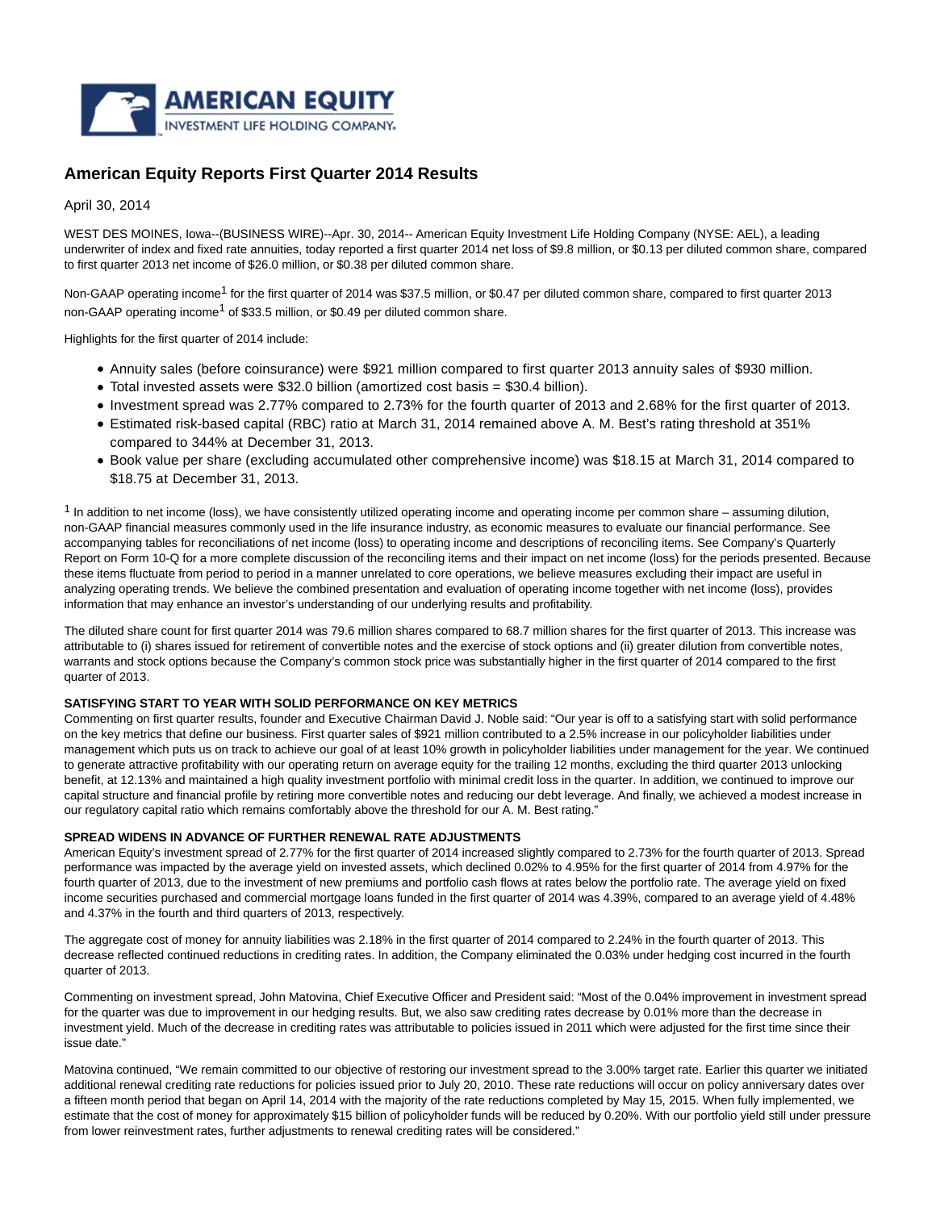# American Equity Reports First Quarter 2014 Results

April 30, 2014

WEST DES MOINES, Iowa--(BUSINESS WIRE)--Apr. 30, 2014-- American Equity Investment Life Holding Company (NYSE: AEL), a leading underwriter of index and fixed rate annuities, today reported a first quarter 2014 net loss of $9.8 million, or $0.13 per diluted common share, compared to first quarter 2013 net income of $26.0 million, or $0.38 per diluted common share.

Non-GAAP operating income[1] for the first quarter of 2014 was $37.5 million, or $0.47 per diluted common share, compared to first quarter 2013 non-GAAP operating income[1] of $33.5 million, or $0.49 per diluted common share.

Highlights for the first quarter of 2014 include:

- Annuity sales (before coinsurance) were $921 million compared to first quarter 2013 annuity sales of $930 million.
- Total invested assets were $32.0 billion (amortized cost basis = $30.4 billion).
- Investment spread was 2.77% compared to 2.73% for the fourth quarter of 2013 and 2.68% for the first quarter of 2013.
- Estimated risk-based capital (RBC) ratio at March 31, 2014 remained above A. M. Best's rating threshold at 351% compared to 344% at December 31, 2013.
- Book value per share (excluding accumulated other comprehensive income) was $18.15 at March 31, 2014 compared to $18.75 at December 31, 2013.

[1] In addition to net income (loss), we have consistently utilized operating income and operating income per common share – assuming dilution, non-GAAP financial measures commonly used in the life insurance industry, as economic measures to evaluate our financial performance. See accompanying tables for reconciliations of net income (loss) to operating income and descriptions of reconciling items. See Company's Quarterly Report on Form 10-Q for a more complete discussion of the reconciling items and their impact on net income (loss) for the periods presented. Because these items fluctuate from period to period in a manner unrelated to core operations, we believe measures excluding their impact are useful in analyzing operating trends. We believe the combined presentation and evaluation of operating income together with net income (loss), provides information that may enhance an investor's understanding of our underlying results and profitability.

The diluted share count for first quarter 2014 was 79.6 million shares compared to 68.7 million shares for the first quarter of 2013. This increase was attributable to (i) shares issued for retirement of convertible notes and the exercise of stock options and (ii) greater dilution from convertible notes, warrants and stock options because the Company's common stock price was substantially higher in the first quarter of 2014 compared to the first quarter of 2013.

**SATISFYING START TO YEAR WITH SOLID PERFORMANCE ON KEY METRICS**

Commenting on first quarter results, founder and Executive Chairman David J. Noble said: "Our year is off to a satisfying start with solid performance on the key metrics that define our business. First quarter sales of $921 million contributed to a 2.5% increase in our policyholder liabilities under management which puts us on track to achieve our goal of at least 10% growth in policyholder liabilities under management for the year. We continued to generate attractive profitability with our operating return on average equity for the trailing 12 months, excluding the third quarter 2013 unlocking benefit, at 12.13% and maintained a high quality investment portfolio with minimal credit loss in the quarter. In addition, we continued to improve our capital structure and financial profile by retiring more convertible notes and reducing our debt leverage. And finally, we achieved a modest increase in our regulatory capital ratio which remains comfortably above the threshold for our A. M. Best rating."

**SPREAD WIDENS IN ADVANCE OF FURTHER RENEWAL RATE ADJUSTMENTS**

American Equity's investment spread of 2.77% for the first quarter of 2014 increased slightly compared to 2.73% for the fourth quarter of 2013. Spread performance was impacted by the average yield on invested assets, which declined 0.02% to 4.95% for the first quarter of 2014 from 4.97% for the fourth quarter of 2013, due to the investment of new premiums and portfolio cash flows at rates below the portfolio rate. The average yield on fixed income securities purchased and commercial mortgage loans funded in the first quarter of 2014 was 4.39%, compared to an average yield of 4.48% and 4.37% in the fourth and third quarters of 2013, respectively.

The aggregate cost of money for annuity liabilities was 2.18% in the first quarter of 2014 compared to 2.24% in the fourth quarter of 2013. This decrease reflected continued reductions in crediting rates. In addition, the Company eliminated the 0.03% under hedging cost incurred in the fourth quarter of 2013.

Commenting on investment spread, John Matovina, Chief Executive Officer and President said: "Most of the 0.04% improvement in investment spread for the quarter was due to improvement in our hedging results. But, we also saw crediting rates decrease by 0.01% more than the decrease in investment yield. Much of the decrease in crediting rates was attributable to policies issued in 2011 which were adjusted for the first time since their issue date."

Matovina continued, "We remain committed to our objective of restoring our investment spread to the 3.00% target rate. Earlier this quarter we initiated additional renewal crediting rate reductions for policies issued prior to July 20, 2010. These rate reductions will occur on policy anniversary dates over a fifteen month period that began on April 14, 2014 with the majority of the rate reductions completed by May 15, 2015. When fully implemented, we estimate that the cost of money for approximately $15 billion of policyholder funds will be reduced by 0.20%. With our portfolio yield still under pressure from lower reinvestment rates, further adjustments to renewal crediting rates will be considered."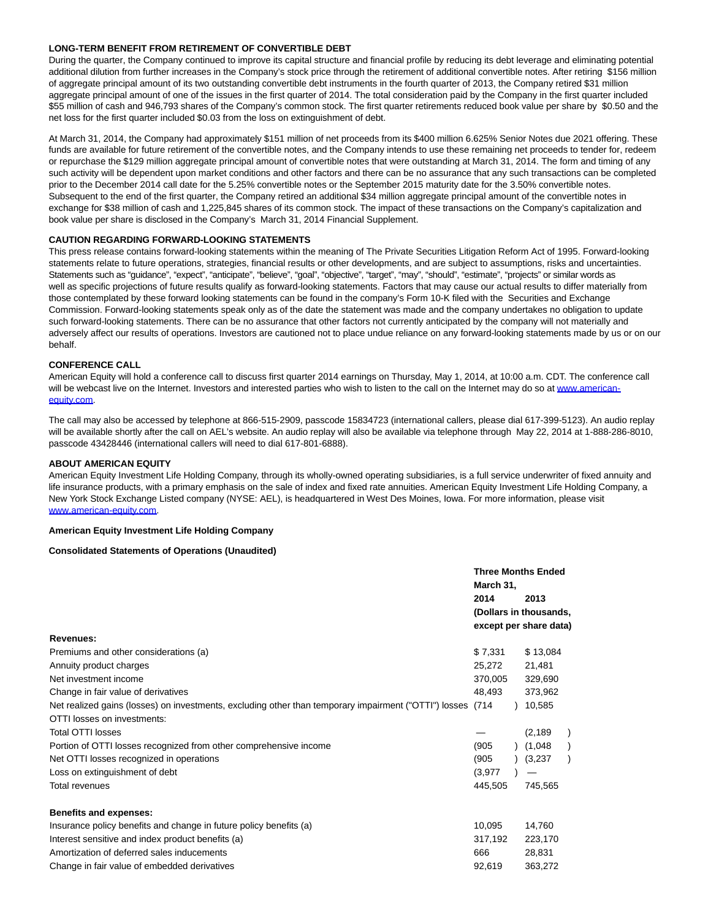**LONG-TERM BENEFIT FROM RETIREMENT OF CONVERTIBLE DEBT**

During the quarter, the Company continued to improve its capital structure and financial profile by reducing its debt leverage and eliminating potential additional dilution from further increases in the Company's stock price through the retirement of additional convertible notes. After retiring $156 million of aggregate principal amount of its two outstanding convertible debt instruments in the fourth quarter of 2013, the Company retired $31 million aggregate principal amount of one of the issues in the first quarter of 2014. The total consideration paid by the Company in the first quarter included $55 million of cash and 946,793 shares of the Company's common stock. The first quarter retirements reduced book value per share by $0.50 and the net loss for the first quarter included $0.03 from the loss on extinguishment of debt.

At March 31, 2014, the Company had approximately $151 million of net proceeds from its $400 million 6.625% Senior Notes due 2021 offering. These funds are available for future retirement of the convertible notes, and the Company intends to use these remaining net proceeds to tender for, redeem or repurchase the $129 million aggregate principal amount of convertible notes that were outstanding at March 31, 2014. The form and timing of any such activity will be dependent upon market conditions and other factors and there can be no assurance that any such transactions can be completed prior to the December 2014 call date for the 5.25% convertible notes or the September 2015 maturity date for the 3.50% convertible notes. Subsequent to the end of the first quarter, the Company retired an additional $34 million aggregate principal amount of the convertible notes in exchange for $38 million of cash and 1,225,845 shares of its common stock. The impact of these transactions on the Company's capitalization and book value per share is disclosed in the Company's March 31, 2014 Financial Supplement.

**CAUTION REGARDING FORWARD-LOOKING STATEMENTS**

This press release contains forward-looking statements within the meaning of The Private Securities Litigation Reform Act of 1995. Forward-looking statements relate to future operations, strategies, financial results or other developments, and are subject to assumptions, risks and uncertainties. Statements such as "guidance", "expect", "anticipate", "believe", "goal", "objective", "target", "may", "should", "estimate", "projects" or similar words as well as specific projections of future results qualify as forward-looking statements. Factors that may cause our actual results to differ materially from those contemplated by these forward looking statements can be found in the company's Form 10-K filed with the Securities and Exchange Commission. Forward-looking statements speak only as of the date the statement was made and the company undertakes no obligation to update such forward-looking statements. There can be no assurance that other factors not currently anticipated by the company will not materially and adversely affect our results of operations. Investors are cautioned not to place undue reliance on any forward-looking statements made by us or on our behalf.

**CONFERENCE CALL**

American Equity will hold a conference call to discuss first quarter 2014 earnings on Thursday, May 1, 2014, at 10:00 a.m. CDT. The conference call will be webcast live on the Internet. Investors and interested parties who wish to listen to the call on the Internet may do so at www.american-equity.com.

The call may also be accessed by telephone at 866-515-2909, passcode 15834723 (international callers, please dial 617-399-5123). An audio replay will be available shortly after the call on AEL's website. An audio replay will also be available via telephone through May 22, 2014 at 1-888-286-8010, passcode 43428446 (international callers will need to dial 617-801-6888).

**ABOUT AMERICAN EQUITY**

American Equity Investment Life Holding Company, through its wholly-owned operating subsidiaries, is a full service underwriter of fixed annuity and life insurance products, with a primary emphasis on the sale of index and fixed rate annuities. American Equity Investment Life Holding Company, a New York Stock Exchange Listed company (NYSE: AEL), is headquartered in West Des Moines, Iowa. For more information, please visit www.american-equity.com.

**American Equity Investment Life Holding Company**

**Consolidated Statements of Operations (Unaudited)**

| | Three Months Ended March 31, | |
|---|---|---|
| | 2014 | 2013 |
| | (Dollars in thousands, except per share data) | |
| **Revenues:** | | |
| Premiums and other considerations (a) | $ 7,331 | $ 13,084 |
| Annuity product charges | 25,272 | 21,481 |
| Net investment income | 370,005 | 329,690 |
| Change in fair value of derivatives | 48,493 | 373,962 |
| Net realized gains (losses) on investments, excluding other than temporary impairment ("OTTI") losses | (714) | 10,585 |
| OTTI losses on investments: | | |
| Total OTTI losses | — | (2,189) |
| Portion of OTTI losses recognized from other comprehensive income | (905) | (1,048) |
| Net OTTI losses recognized in operations | (905) | (3,237) |
| Loss on extinguishment of debt | (3,977) | — |
| Total revenues | 445,505 | 745,565 |
| | | |
| **Benefits and expenses:** | | |
| Insurance policy benefits and change in future policy benefits (a) | 10,095 | 14,760 |
| Interest sensitive and index product benefits (a) | 317,192 | 223,170 |
| Amortization of deferred sales inducements | 666 | 28,831 |
| Change in fair value of embedded derivatives | 92,619 | 363,272 |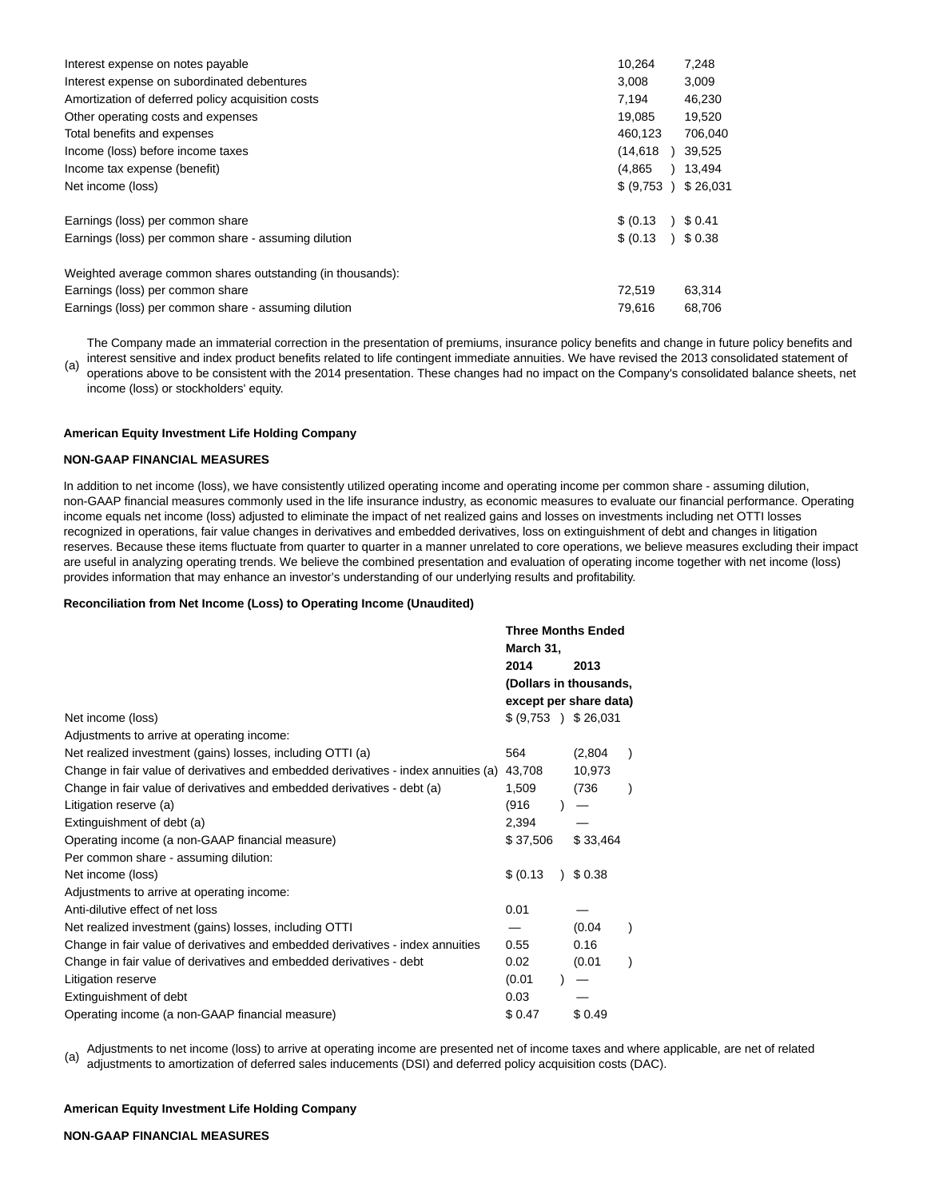| | | |
|---|---|---|
| Interest expense on notes payable | 10,264 | 7,248 |
| Interest expense on subordinated debentures | 3,008 | 3,009 |
| Amortization of deferred policy acquisition costs | 7,194 | 46,230 |
| Other operating costs and expenses | 19,085 | 19,520 |
| Total benefits and expenses | 460,123 | 706,040 |
| Income (loss) before income taxes | (14,618 ) | 39,525 |
| Income tax expense (benefit) | (4,865 ) | 13,494 |
| Net income (loss) | $ (9,753 ) | $ 26,031 |
| | | |
| Earnings (loss) per common share | $ (0.13 ) | $ 0.41 |
| Earnings (loss) per common share - assuming dilution | $ (0.13 ) | $ 0.38 |
| | | |
| Weighted average common shares outstanding (in thousands): | | |
| Earnings (loss) per common share | 72,519 | 63,314 |
| Earnings (loss) per common share - assuming dilution | 79,616 | 68,706 |

(a) The Company made an immaterial correction in the presentation of premiums, insurance policy benefits and change in future policy benefits and interest sensitive and index product benefits related to life contingent immediate annuities. We have revised the 2013 consolidated statement of operations above to be consistent with the 2014 presentation. These changes had no impact on the Company's consolidated balance sheets, net income (loss) or stockholders' equity.

**American Equity Investment Life Holding Company**

**NON-GAAP FINANCIAL MEASURES**

In addition to net income (loss), we have consistently utilized operating income and operating income per common share - assuming dilution, non-GAAP financial measures commonly used in the life insurance industry, as economic measures to evaluate our financial performance. Operating income equals net income (loss) adjusted to eliminate the impact of net realized gains and losses on investments including net OTTI losses recognized in operations, fair value changes in derivatives and embedded derivatives, loss on extinguishment of debt and changes in litigation reserves. Because these items fluctuate from quarter to quarter in a manner unrelated to core operations, we believe measures excluding their impact are useful in analyzing operating trends. We believe the combined presentation and evaluation of operating income together with net income (loss) provides information that may enhance an investor's understanding of our underlying results and profitability.

**Reconciliation from Net Income (Loss) to Operating Income (Unaudited)**

| | **Three Months Ended March 31,** | |
|---|---|---|
| | **2014** | **2013** |
| | **(Dollars in thousands, except per share data)** | |
| Net income (loss) | $ (9,753 ) | $ 26,031 |
| Adjustments to arrive at operating income: | | |
| Net realized investment (gains) losses, including OTTI (a) | 564 | (2,804 ) |
| Change in fair value of derivatives and embedded derivatives - index annuities (a) | 43,708 | 10,973 |
| Change in fair value of derivatives and embedded derivatives - debt (a) | 1,509 | (736 ) |
| Litigation reserve (a) | (916 ) | — |
| Extinguishment of debt (a) | 2,394 | — |
| Operating income (a non-GAAP financial measure) | $ 37,506 | $ 33,464 |
| Per common share - assuming dilution: | | |
| Net income (loss) | $ (0.13 ) | $ 0.38 |
| Adjustments to arrive at operating income: | | |
| Anti-dilutive effect of net loss | 0.01 | — |
| Net realized investment (gains) losses, including OTTI | — | (0.04 ) |
| Change in fair value of derivatives and embedded derivatives - index annuities | 0.55 | 0.16 |
| Change in fair value of derivatives and embedded derivatives - debt | 0.02 | (0.01 ) |
| Litigation reserve | (0.01 ) | — |
| Extinguishment of debt | 0.03 | — |
| Operating income (a non-GAAP financial measure) | $ 0.47 | $ 0.49 |

(a) Adjustments to net income (loss) to arrive at operating income are presented net of income taxes and where applicable, are net of related adjustments to amortization of deferred sales inducements (DSI) and deferred policy acquisition costs (DAC).

**American Equity Investment Life Holding Company**

**NON-GAAP FINANCIAL MEASURES**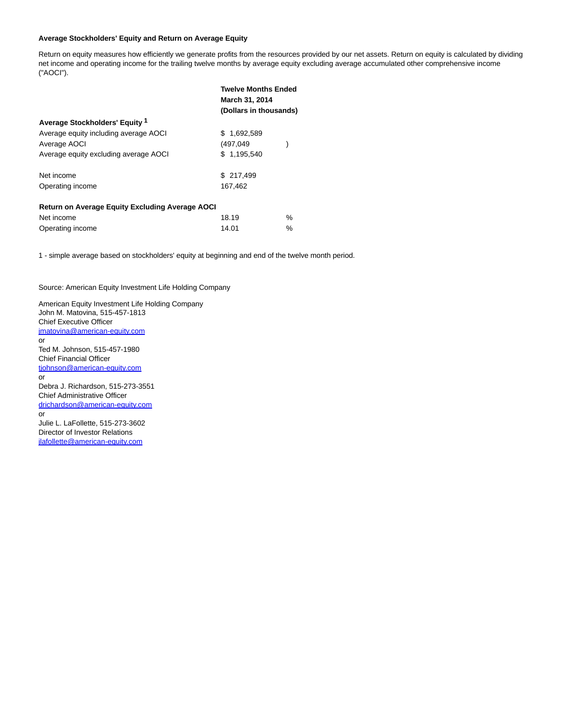### Average Stockholders' Equity and Return on Average Equity

Return on equity measures how efficiently we generate profits from the resources provided by our net assets. Return on equity is calculated by dividing net income and operating income for the trailing twelve months by average equity excluding average accumulated other comprehensive income ("AOCI").

| | Twelve Months Ended March 31, 2014 (Dollars in thousands) | |
|---|---|---|
| **Average Stockholders' Equity** [1] | | |
| Average equity including average AOCI | $ 1,692,589 | |
| Average AOCI | (497,049 | ) |
| Average equity excluding average AOCI | $ 1,195,540 | |
| | | |
| Net income | $ 217,499 | |
| Operating income | 167,462 | |
| | | |
| **Return on Average Equity Excluding Average AOCI** | | |
| Net income | 18.19 | % |
| Operating income | 14.01 | % |

1 - simple average based on stockholders' equity at beginning and end of the twelve month period.

Source: American Equity Investment Life Holding Company

American Equity Investment Life Holding Company
John M. Matovina, 515-457-1813
Chief Executive Officer
jmatovina@american-equity.com
or
Ted M. Johnson, 515-457-1980
Chief Financial Officer
tjohnson@american-equity.com
or
Debra J. Richardson, 515-273-3551
Chief Administrative Officer
drichardson@american-equity.com
or
Julie L. LaFollette, 515-273-3602
Director of Investor Relations
jlafollette@american-equity.com